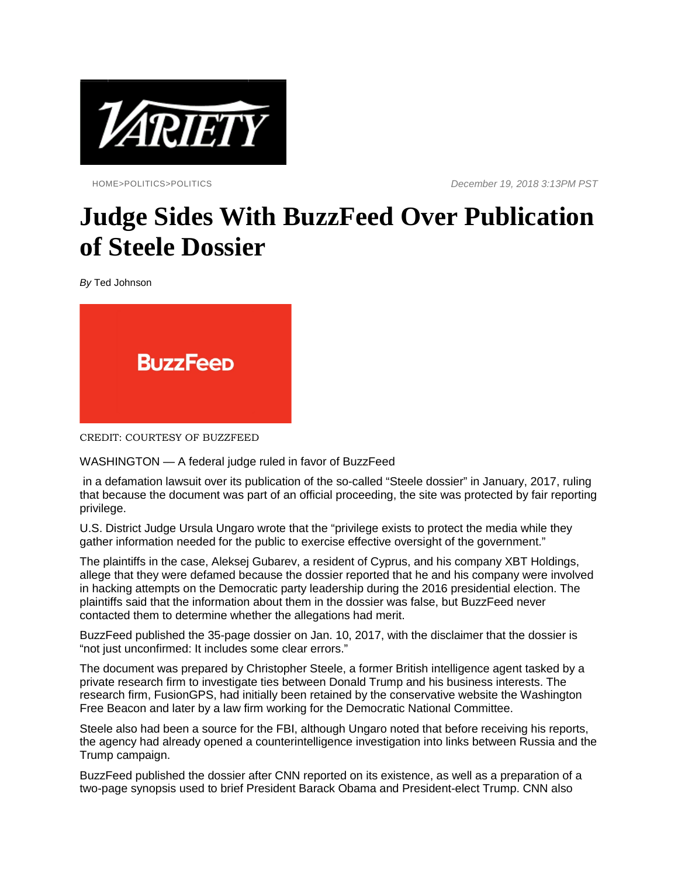HOME>POLITICS>POLITICS

December 19, 2018 3:13PM PST

# Judge Sides With BuzzFeed Over Publication of Steele Dossier

*By* Ted Johnson

CREDIT: COURTESY OF BUZZFEED

WASHINGTON — A federal judge ruled in favor of BuzzFeed in a defamation lawsuit over its publication of the so-called "Steele dossier" in January, 2017, ruling that because the document was part of an official proceeding, the site was protected by fair reporting privilege.

U.S. District Judge Ursula Ungaro wrote that the "privilege exists to protect the media while they gather information needed for the public to exercise effective oversight of the government."

The plaintiffs in the case, Aleksej Gubarev, a resident of Cyprus, and his company XBT Holdings, allege that they were defamed because the dossier reported that he and his company were involved in hacking attempts on the Democratic party leadership during the 2016 presidential election. The plaintiffs said that the information about them in the dossier was false, but BuzzFeed never contacted them to determine whether the allegations had merit.

BuzzFeed published the 35-page dossier on Jan. 10, 2017, with the disclaimer that the dossier is "not just unconfirmed: It includes some clear errors."

The document was prepared by Christopher Steele, a former British intelligence agent tasked by a private research firm to investigate ties between Donald Trump and his business interests. The research firm, FusionGPS, had initially been retained by the conservative website the Washington Free Beacon and later by a law firm working for the Democratic National Committee.

Steele also had been a source for the FBI, although Ungaro noted that before receiving his reports, the agency had already opened a counterintelligence investigation into links between Russia and the Trump campaign.

BuzzFeed published the dossier after CNN reported on its existence, as well as a preparation of a two-page synopsis used to brief President Barack Obama and President-elect Trump. CNN also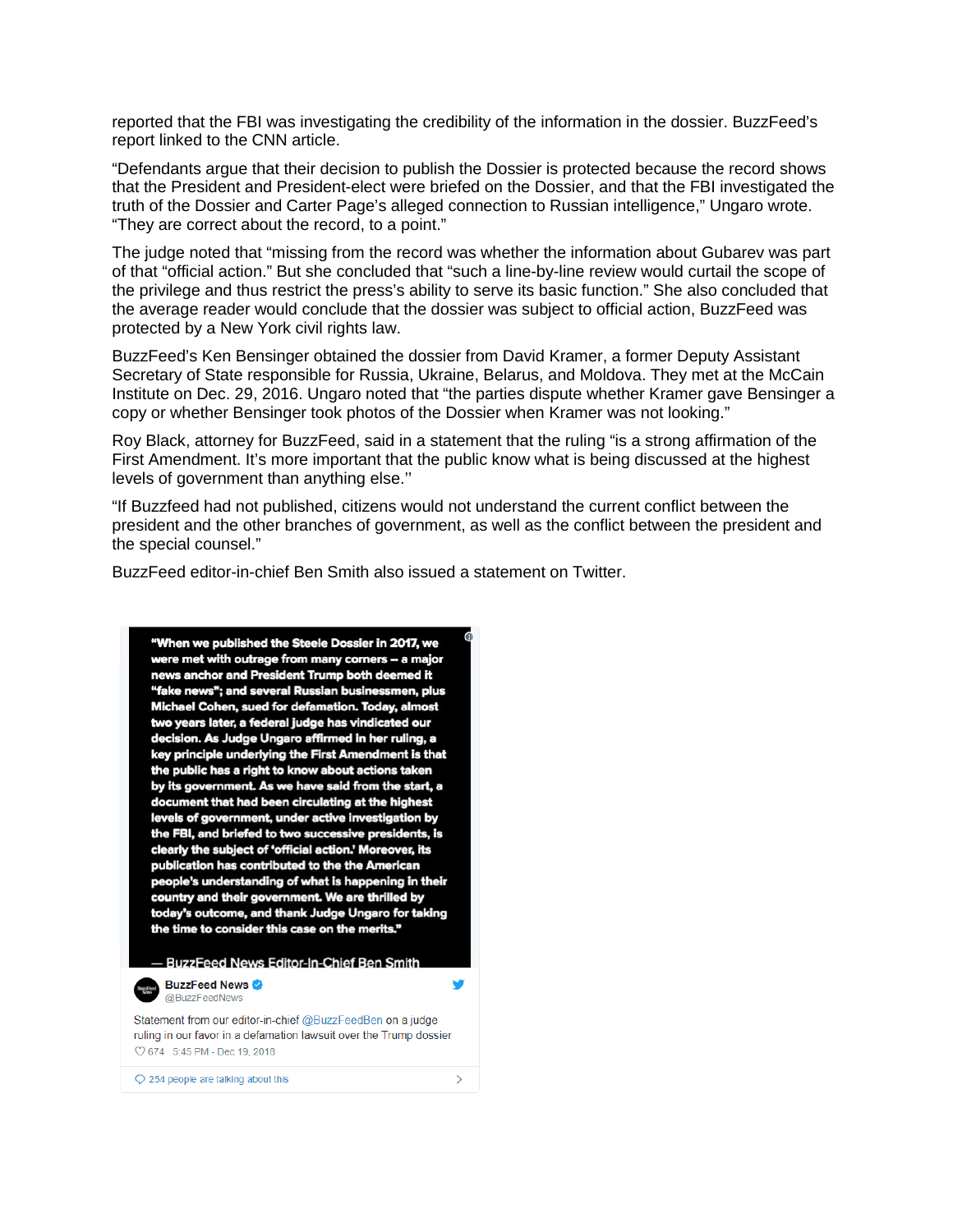reported that the FBI was investigating the credibility of the information in the dossier. BuzzFeed's report linked to the CNN article.

"Defendants argue that their decision to publish the Dossier is protected because the record shows that the President and President-elect were briefed on the Dossier, and that the FBI investigated the truth of the Dossier and Carter Page's alleged connection to Russian intelligence," Ungaro wrote. "They are correct about the record, to a point."

The judge noted that "missing from the record was whether the information about Gubarev was part of that "official action." But she concluded that "such a line-by-line review would curtail the scope of the privilege and thus restrict the press's ability to serve its basic function." She also concluded that the average reader would conclude that the dossier was subject to official action, BuzzFeed was protected by a New York civil rights law.

BuzzFeed's Ken Bensinger obtained the dossier from David Kramer, a former Deputy Assistant Secretary of State responsible for Russia, Ukraine, Belarus, and Moldova. They met at the McCain Institute on Dec. 29, 2016. Ungaro noted that "the parties dispute whether Kramer gave Bensinger a copy or whether Bensinger took photos of the Dossier when Kramer was not looking."

Roy Black, attorney for BuzzFeed, said in a statement that the ruling "is a strong affirmation of the First Amendment. It's more important that the public know what is being discussed at the highest levels of government than anything else.''

"If Buzzfeed had not published, citizens would not understand the current conflict between the president and the other branches of government, as well as the conflict between the president and the special counsel."

BuzzFeed editor-in-chief Ben Smith also issued a statement on Twitter.

"When we published the Steele Dossier in 2017, we were met with outrage from many corners – a major news anchor and President Trump both deemed it "fake news"; and several Russian businessmen, plus Michael Cohen, sued for defamation. Today, almost two years later, a federal judge has vindicated our decision. As Judge Ungaro affirmed in her ruling, a key principle underlying the First Amendment is that the public has a right to know about actions taken by its government. As we have said from the start, a document that had been circulating at the highest levels of government, under active investigation by the FBI, and briefed to two successive presidents, is clearly the subject of 'official action.' Moreover, its publication has contributed to the the American people's understanding of what is happening in their country and their government. We are thrilled by today's outcome, and thank Judge Ungaro for taking the time to consider this case on the merits."

— BuzzFeed News Editor-in-Chief Ben Smith

**BuzzFeed News** @BuzzFeedNews

Statement from our editor-in-chief @BuzzFeedBen on a judge ruling in our favor in a defamation lawsuit over the Trump dossier

674 5:45 PM - Dec 19, 2018

254 people are talking about this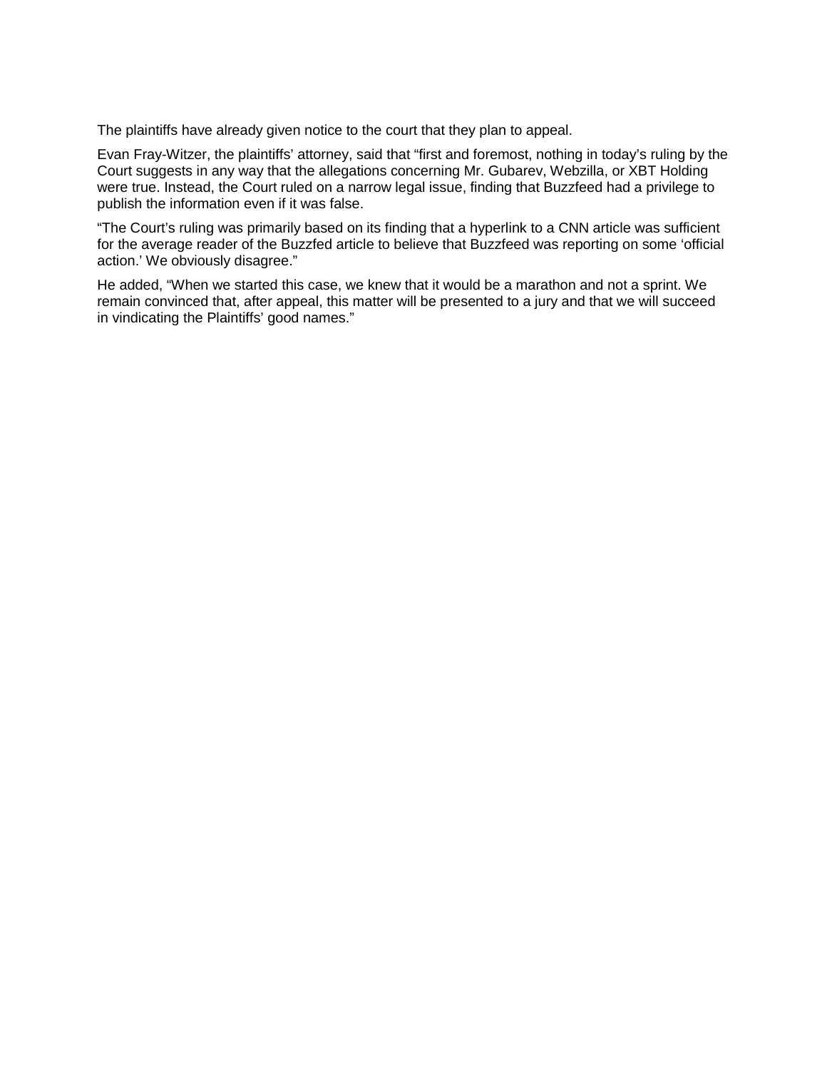The plaintiffs have already given notice to the court that they plan to appeal.

Evan Fray-Witzer, the plaintiffs' attorney, said that "first and foremost, nothing in today's ruling by the Court suggests in any way that the allegations concerning Mr. Gubarev, Webzilla, or XBT Holding were true. Instead, the Court ruled on a narrow legal issue, finding that Buzzfeed had a privilege to publish the information even if it was false.

"The Court's ruling was primarily based on its finding that a hyperlink to a CNN article was sufficient for the average reader of the Buzzfed article to believe that Buzzfeed was reporting on some 'official action.' We obviously disagree."

He added, "When we started this case, we knew that it would be a marathon and not a sprint. We remain convinced that, after appeal, this matter will be presented to a jury and that we will succeed in vindicating the Plaintiffs' good names."